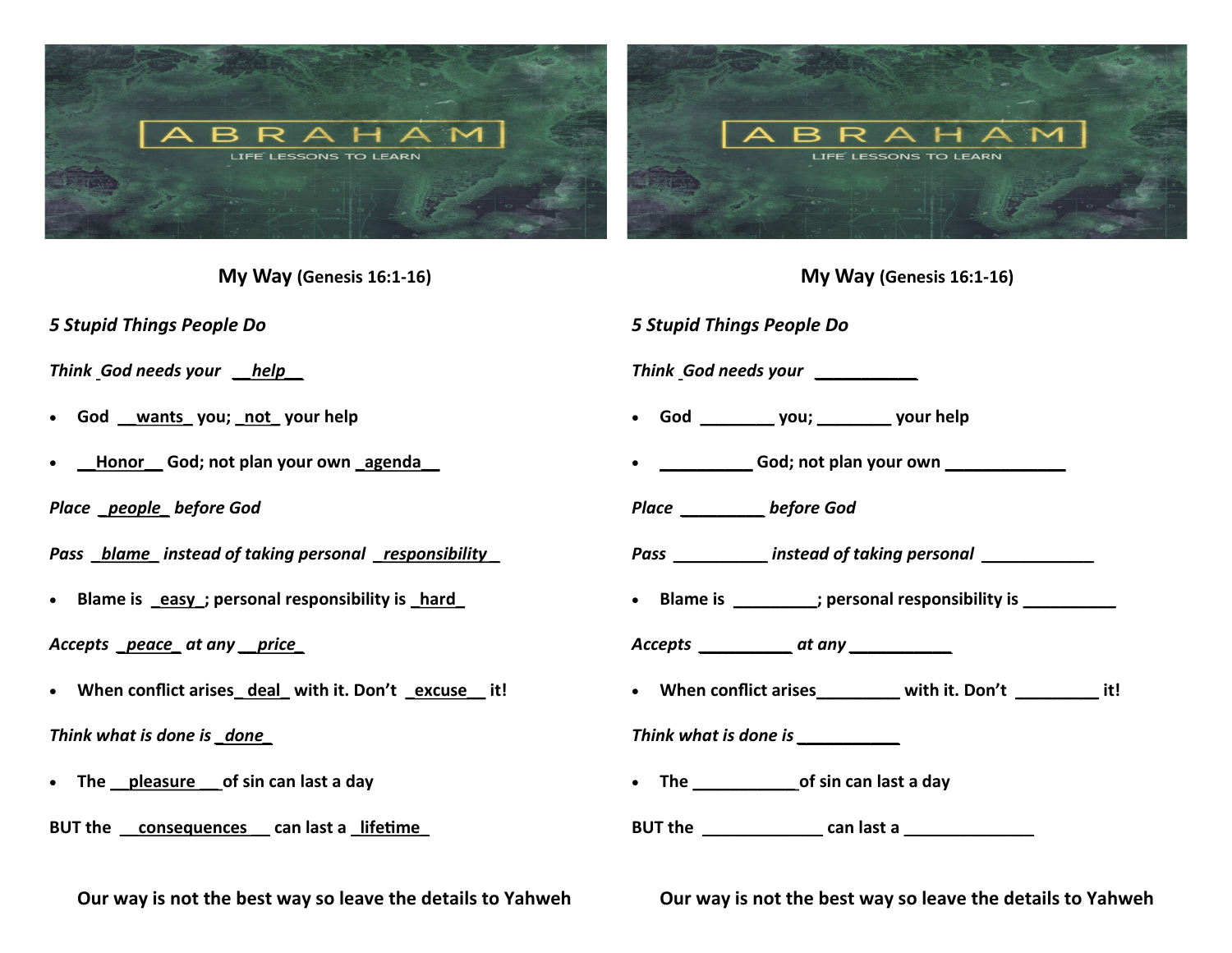ABRAHAM

LIFE LESSONS TO LEARN

**My Way** **(Genesis 16:1-16)**

***5 Stupid Things People Do***

*Think God needs your __help__*

- God __wants_ you; _not_ your help
- __Honor__ God; not plan your own _agenda__

*Place _people_ before God*

*Pass _blame_ instead of taking personal _responsibility_*

- Blame is _easy_; personal responsibility is _hard_

*Accepts _peace_ at any __price_*

- When conflict arises_deal_ with it. Don't _excuse__ it!

*Think what is done is _done_*

- The __pleasure___of sin can last a day

BUT the __consequences___ can last a _lifetime_

**Our way is not the best way so leave the details to Yahweh**

ABRAHAM

LIFE LESSONS TO LEARN

**My Way** **(Genesis 16:1-16)**

***5 Stupid Things People Do***

*Think God needs your ___________*

- God ________ you; ________ your help
- __________ God; not plan your own _____________

*Place _________ before God*

*Pass __________ instead of taking personal ____________*

- Blame is _________; personal responsibility is __________

*Accepts __________ at any ___________*

- When conflict arises_________ with it. Don't _________ it!

*Think what is done is ___________*

- The ___________of sin can last a day

BUT the _____________ can last a ______________

**Our way is not the best way so leave the details to Yahweh**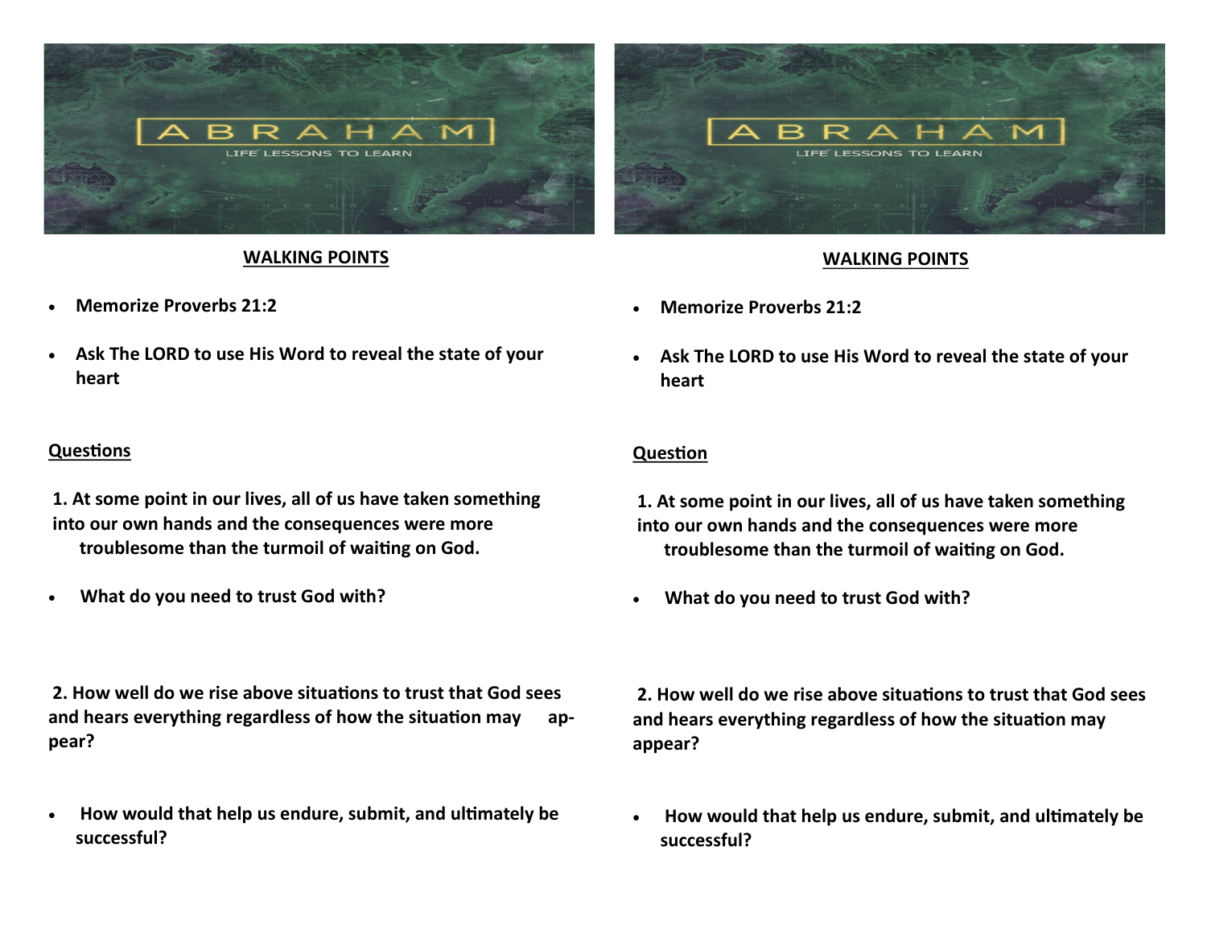ABRAHAM

LIFE LESSONS TO LEARN

**WALKING POINTS**

- **Memorize Proverbs 21:2**
- **Ask The LORD to use His Word to reveal the state of your heart**

**Questions**

**1. At some point in our lives, all of us have taken something into our own hands and the consequences were more troublesome than the turmoil of waiting on God.**

- **What do you need to trust God with?**

**2. How well do we rise above situations to trust that God sees and hears everything regardless of how the situation may appear?**

- **How would that help us endure, submit, and ultimately be successful?**

ABRAHAM

LIFE LESSONS TO LEARN

**WALKING POINTS**

- **Memorize Proverbs 21:2**
- **Ask The LORD to use His Word to reveal the state of your heart**

**Question**

**1. At some point in our lives, all of us have taken something into our own hands and the consequences were more troublesome than the turmoil of waiting on God.**

- **What do you need to trust God with?**

**2. How well do we rise above situations to trust that God sees and hears everything regardless of how the situation may appear?**

- **How would that help us endure, submit, and ultimately be successful?**